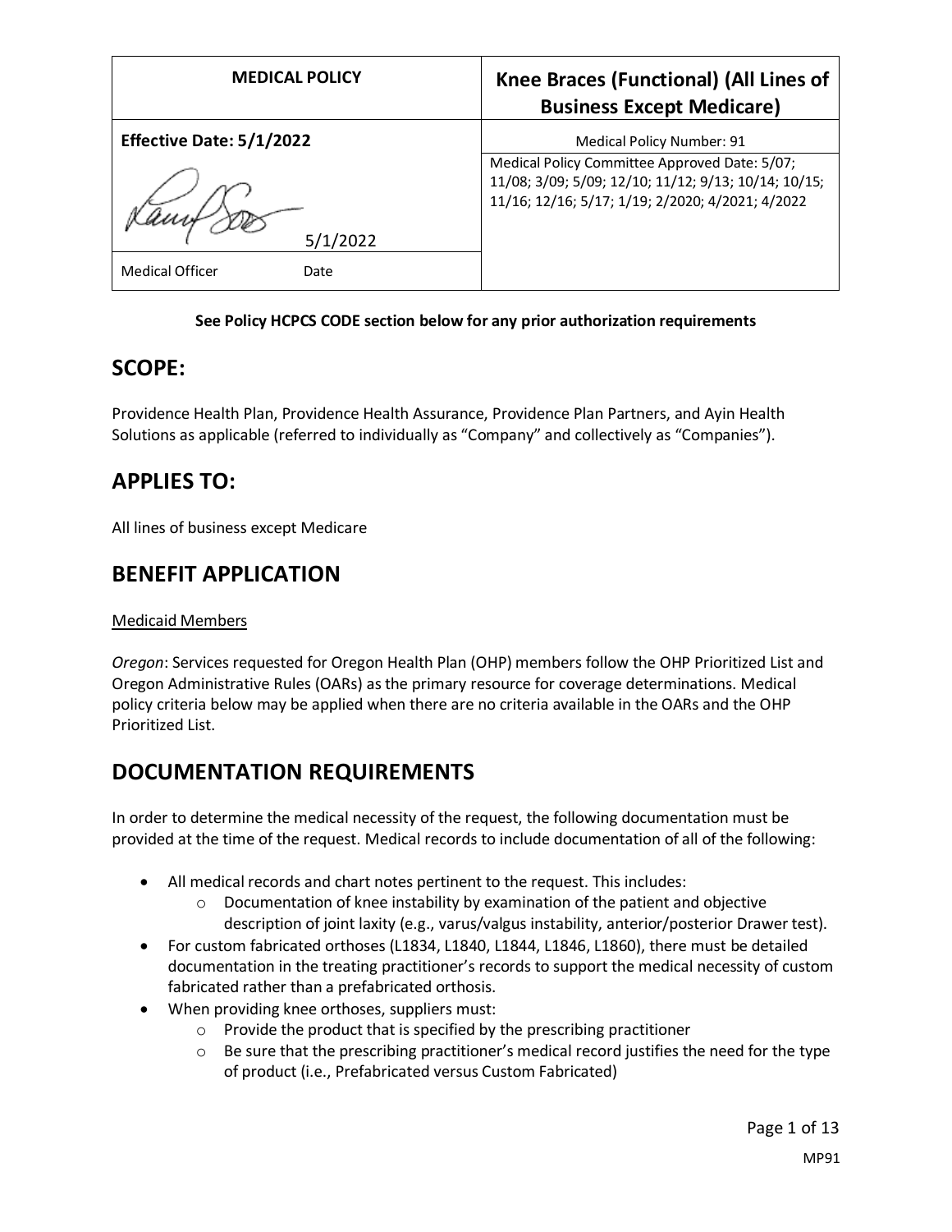| MEDICAL POLICY | Knee Braces (Functional) (All Lines of Business Except Medicare) |
|---|---|
| **Effective Date: 5/1/2022** | Medical Policy Number: 91 |
| 5/1/2022 | Medical Policy Committee Approved Date: 5/07; 11/08; 3/09; 5/09; 12/10; 11/12; 9/13; 10/14; 10/15; 11/16; 12/16; 5/17; 1/19; 2/2020; 4/2021; 4/2022 |
| Medical Officer Date | |

**See Policy HCPCS CODE section below for any prior authorization requirements**

## SCOPE:

Providence Health Plan, Providence Health Assurance, Providence Plan Partners, and Ayin Health Solutions as applicable (referred to individually as "Company" and collectively as "Companies").

## APPLIES TO:

All lines of business except Medicare

## BENEFIT APPLICATION

Medicaid Members

*Oregon*: Services requested for Oregon Health Plan (OHP) members follow the OHP Prioritized List and Oregon Administrative Rules (OARs) as the primary resource for coverage determinations. Medical policy criteria below may be applied when there are no criteria available in the OARs and the OHP Prioritized List.

## DOCUMENTATION REQUIREMENTS

In order to determine the medical necessity of the request, the following documentation must be provided at the time of the request. Medical records to include documentation of all of the following:

- All medical records and chart notes pertinent to the request. This includes:
  - Documentation of knee instability by examination of the patient and objective description of joint laxity (e.g., varus/valgus instability, anterior/posterior Drawer test).
- For custom fabricated orthoses (L1834, L1840, L1844, L1846, L1860), there must be detailed documentation in the treating practitioner's records to support the medical necessity of custom fabricated rather than a prefabricated orthosis.
- When providing knee orthoses, suppliers must:
  - Provide the product that is specified by the prescribing practitioner
  - Be sure that the prescribing practitioner's medical record justifies the need for the type of product (i.e., Prefabricated versus Custom Fabricated)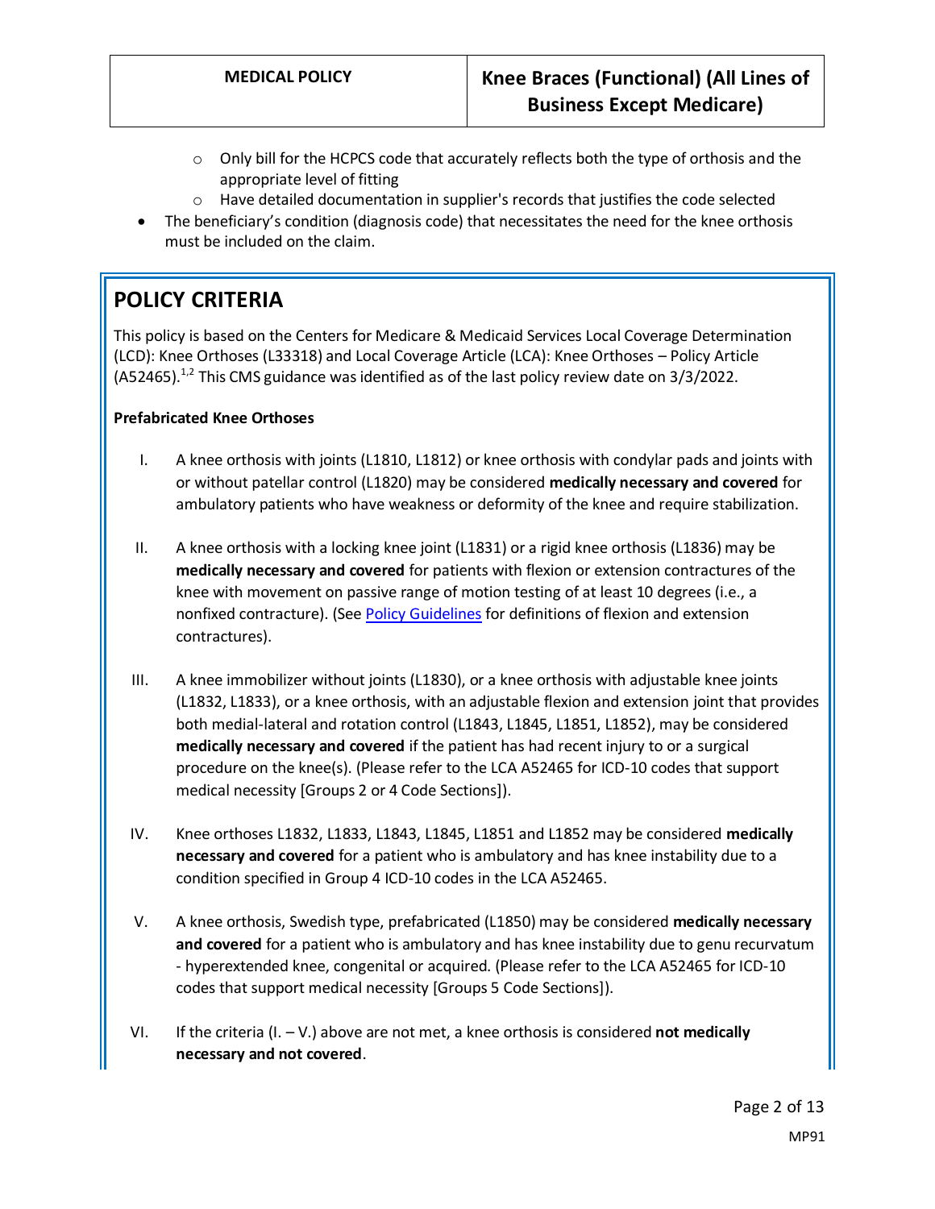- Only bill for the HCPCS code that accurately reflects both the type of orthosis and the appropriate level of fitting
  - Have detailed documentation in supplier's records that justifies the code selected
- The beneficiary's condition (diagnosis code) that necessitates the need for the knee orthosis must be included on the claim.

## POLICY CRITERIA

This policy is based on the Centers for Medicare & Medicaid Services Local Coverage Determination (LCD): Knee Orthoses (L33318) and Local Coverage Article (LCA): Knee Orthoses – Policy Article (A52465).[1,2] This CMS guidance was identified as of the last policy review date on 3/3/2022.

**Prefabricated Knee Orthoses**

I. A knee orthosis with joints (L1810, L1812) or knee orthosis with condylar pads and joints with or without patellar control (L1820) may be considered **medically necessary and covered** for ambulatory patients who have weakness or deformity of the knee and require stabilization.

II. A knee orthosis with a locking knee joint (L1831) or a rigid knee orthosis (L1836) may be **medically necessary and covered** for patients with flexion or extension contractures of the knee with movement on passive range of motion testing of at least 10 degrees (i.e., a nonfixed contracture). (See Policy Guidelines for definitions of flexion and extension contractures).

III. A knee immobilizer without joints (L1830), or a knee orthosis with adjustable knee joints (L1832, L1833), or a knee orthosis, with an adjustable flexion and extension joint that provides both medial-lateral and rotation control (L1843, L1845, L1851, L1852), may be considered **medically necessary and covered** if the patient has had recent injury to or a surgical procedure on the knee(s). (Please refer to the LCA A52465 for ICD-10 codes that support medical necessity [Groups 2 or 4 Code Sections]).

IV. Knee orthoses L1832, L1833, L1843, L1845, L1851 and L1852 may be considered **medically necessary and covered** for a patient who is ambulatory and has knee instability due to a condition specified in Group 4 ICD-10 codes in the LCA A52465.

V. A knee orthosis, Swedish type, prefabricated (L1850) may be considered **medically necessary and covered** for a patient who is ambulatory and has knee instability due to genu recurvatum - hyperextended knee, congenital or acquired. (Please refer to the LCA A52465 for ICD-10 codes that support medical necessity [Groups 5 Code Sections]).

VI. If the criteria (I. – V.) above are not met, a knee orthosis is considered **not medically necessary and not covered**.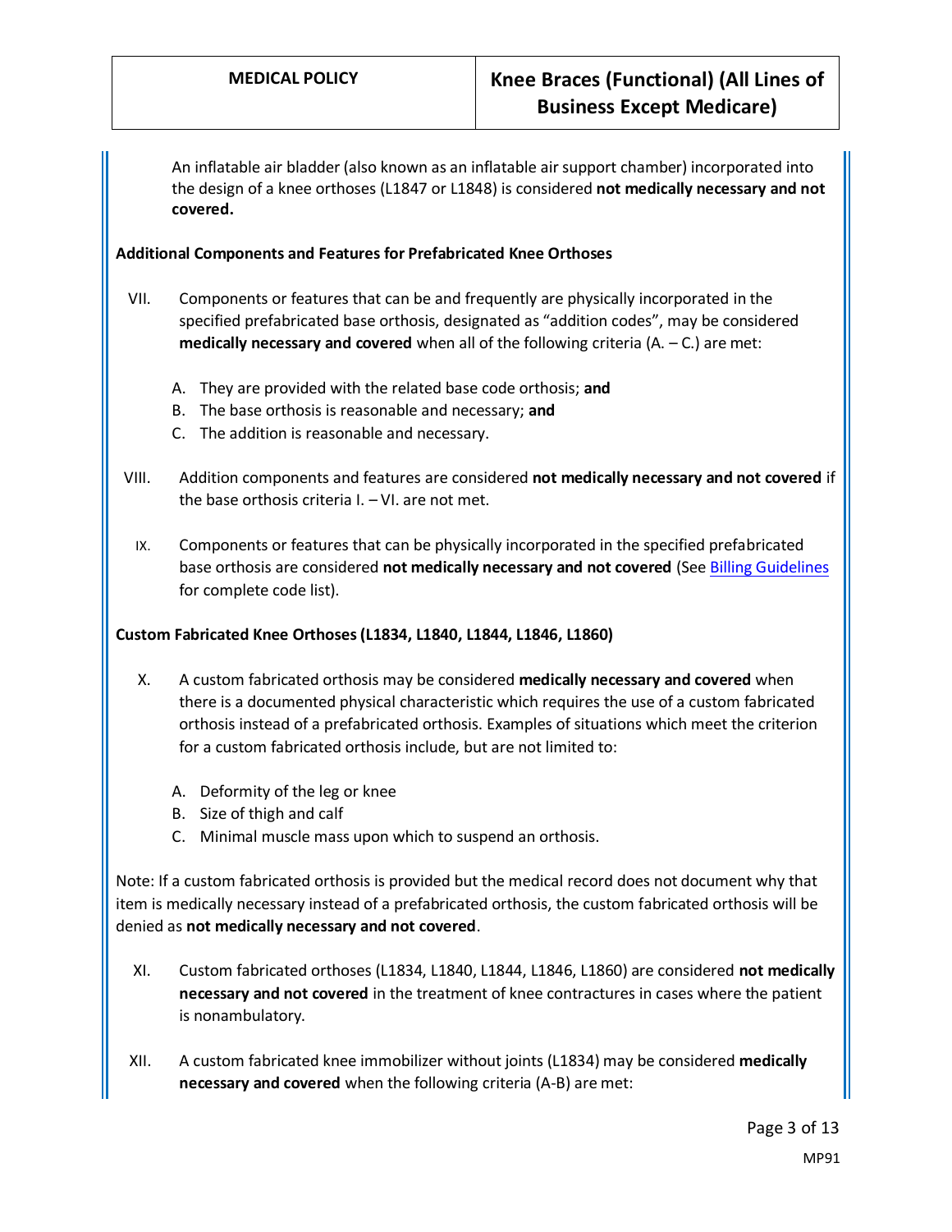An inflatable air bladder (also known as an inflatable air support chamber) incorporated into the design of a knee orthoses (L1847 or L1848) is considered **not medically necessary and not covered.**

**Additional Components and Features for Prefabricated Knee Orthoses**

VII. Components or features that can be and frequently are physically incorporated in the specified prefabricated base orthosis, designated as "addition codes", may be considered **medically necessary and covered** when all of the following criteria (A. – C.) are met:

   A. They are provided with the related base code orthosis; **and**
   B. The base orthosis is reasonable and necessary; **and**
   C. The addition is reasonable and necessary.

VIII. Addition components and features are considered **not medically necessary and not covered** if the base orthosis criteria I. – VI. are not met.

IX. Components or features that can be physically incorporated in the specified prefabricated base orthosis are considered **not medically necessary and not covered** (See Billing Guidelines for complete code list).

**Custom Fabricated Knee Orthoses (L1834, L1840, L1844, L1846, L1860)**

X. A custom fabricated orthosis may be considered **medically necessary and covered** when there is a documented physical characteristic which requires the use of a custom fabricated orthosis instead of a prefabricated orthosis. Examples of situations which meet the criterion for a custom fabricated orthosis include, but are not limited to:

   A. Deformity of the leg or knee
   B. Size of thigh and calf
   C. Minimal muscle mass upon which to suspend an orthosis.

Note: If a custom fabricated orthosis is provided but the medical record does not document why that item is medically necessary instead of a prefabricated orthosis, the custom fabricated orthosis will be denied as **not medically necessary and not covered**.

XI. Custom fabricated orthoses (L1834, L1840, L1844, L1846, L1860) are considered **not medically necessary and not covered** in the treatment of knee contractures in cases where the patient is nonambulatory.

XII. A custom fabricated knee immobilizer without joints (L1834) may be considered **medically necessary and covered** when the following criteria (A-B) are met: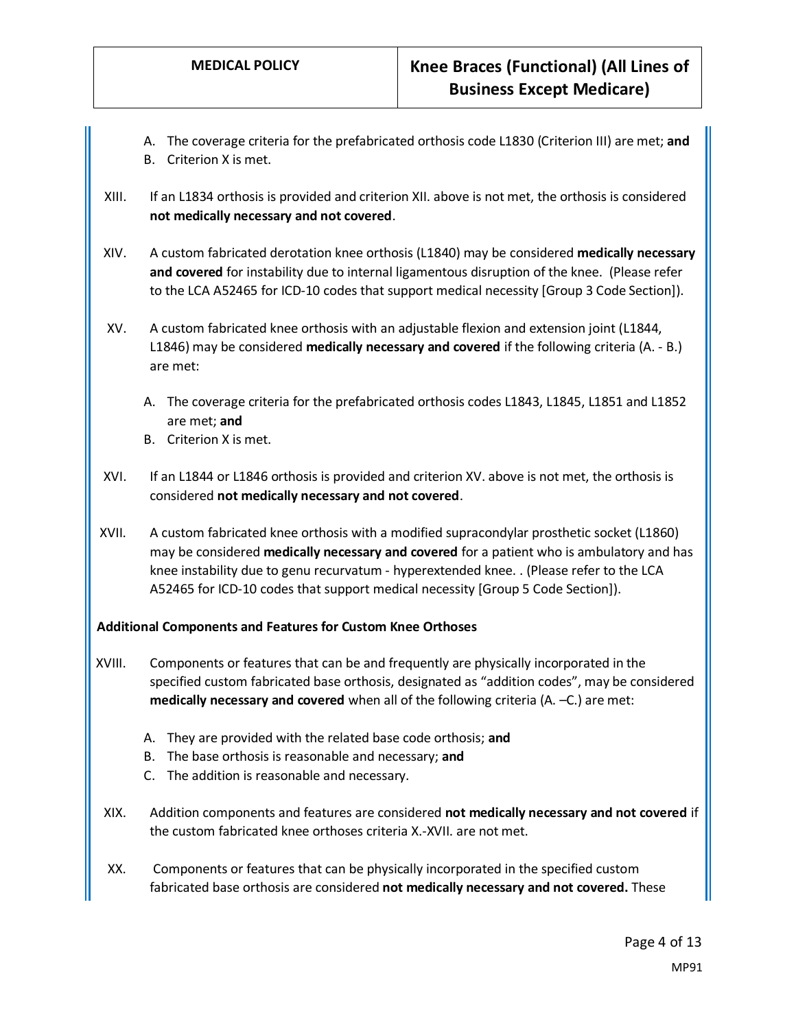A. The coverage criteria for the prefabricated orthosis code L1830 (Criterion III) are met; **and**
B. Criterion X is met.

XIII. If an L1834 orthosis is provided and criterion XII. above is not met, the orthosis is considered **not medically necessary and not covered**.

XIV. A custom fabricated derotation knee orthosis (L1840) may be considered **medically necessary and covered** for instability due to internal ligamentous disruption of the knee. (Please refer to the LCA A52465 for ICD-10 codes that support medical necessity [Group 3 Code Section]).

XV. A custom fabricated knee orthosis with an adjustable flexion and extension joint (L1844, L1846) may be considered **medically necessary and covered** if the following criteria (A. - B.) are met:

A. The coverage criteria for the prefabricated orthosis codes L1843, L1845, L1851 and L1852 are met; **and**
B. Criterion X is met.

XVI. If an L1844 or L1846 orthosis is provided and criterion XV. above is not met, the orthosis is considered **not medically necessary and not covered**.

XVII. A custom fabricated knee orthosis with a modified supracondylar prosthetic socket (L1860) may be considered **medically necessary and covered** for a patient who is ambulatory and has knee instability due to genu recurvatum - hyperextended knee. . (Please refer to the LCA A52465 for ICD-10 codes that support medical necessity [Group 5 Code Section]).

**Additional Components and Features for Custom Knee Orthoses**

XVIII. Components or features that can be and frequently are physically incorporated in the specified custom fabricated base orthosis, designated as "addition codes", may be considered **medically necessary and covered** when all of the following criteria (A. –C.) are met:

A. They are provided with the related base code orthosis; **and**
B. The base orthosis is reasonable and necessary; **and**
C. The addition is reasonable and necessary.

XIX. Addition components and features are considered **not medically necessary and not covered** if the custom fabricated knee orthoses criteria X.-XVII. are not met.

XX. Components or features that can be physically incorporated in the specified custom fabricated base orthosis are considered **not medically necessary and not covered.** These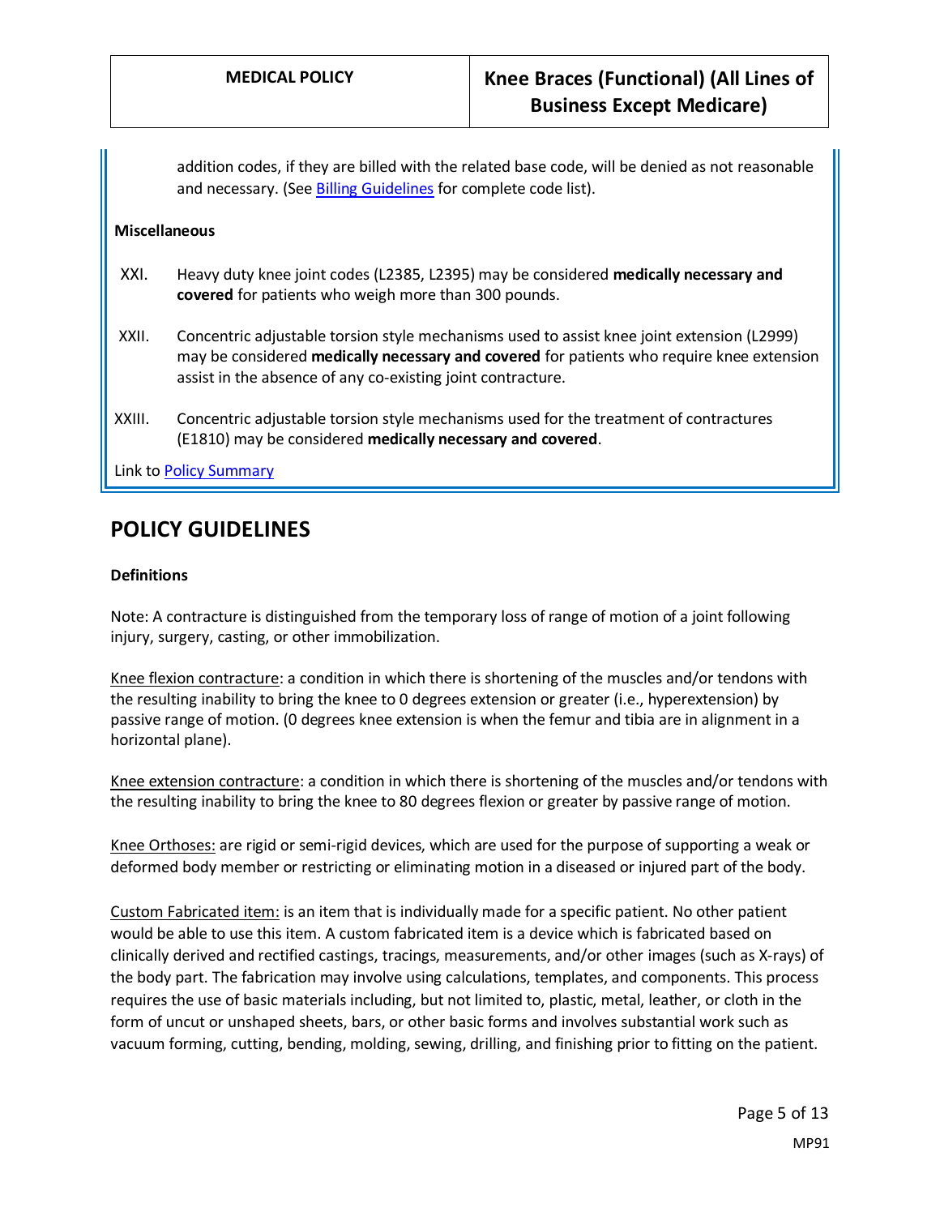addition codes, if they are billed with the related base code, will be denied as not reasonable and necessary. (See Billing Guidelines for complete code list).

**Miscellaneous**

XXI. Heavy duty knee joint codes (L2385, L2395) may be considered **medically necessary and covered** for patients who weigh more than 300 pounds.

XXII. Concentric adjustable torsion style mechanisms used to assist knee joint extension (L2999) may be considered **medically necessary and covered** for patients who require knee extension assist in the absence of any co-existing joint contracture.

XXIII. Concentric adjustable torsion style mechanisms used for the treatment of contractures (E1810) may be considered **medically necessary and covered**.

Link to Policy Summary

## POLICY GUIDELINES

**Definitions**

Note: A contracture is distinguished from the temporary loss of range of motion of a joint following injury, surgery, casting, or other immobilization.

Knee flexion contracture: a condition in which there is shortening of the muscles and/or tendons with the resulting inability to bring the knee to 0 degrees extension or greater (i.e., hyperextension) by passive range of motion. (0 degrees knee extension is when the femur and tibia are in alignment in a horizontal plane).

Knee extension contracture: a condition in which there is shortening of the muscles and/or tendons with the resulting inability to bring the knee to 80 degrees flexion or greater by passive range of motion.

Knee Orthoses: are rigid or semi-rigid devices, which are used for the purpose of supporting a weak or deformed body member or restricting or eliminating motion in a diseased or injured part of the body.

Custom Fabricated item: is an item that is individually made for a specific patient. No other patient would be able to use this item. A custom fabricated item is a device which is fabricated based on clinically derived and rectified castings, tracings, measurements, and/or other images (such as X-rays) of the body part. The fabrication may involve using calculations, templates, and components. This process requires the use of basic materials including, but not limited to, plastic, metal, leather, or cloth in the form of uncut or unshaped sheets, bars, or other basic forms and involves substantial work such as vacuum forming, cutting, bending, molding, sewing, drilling, and finishing prior to fitting on the patient.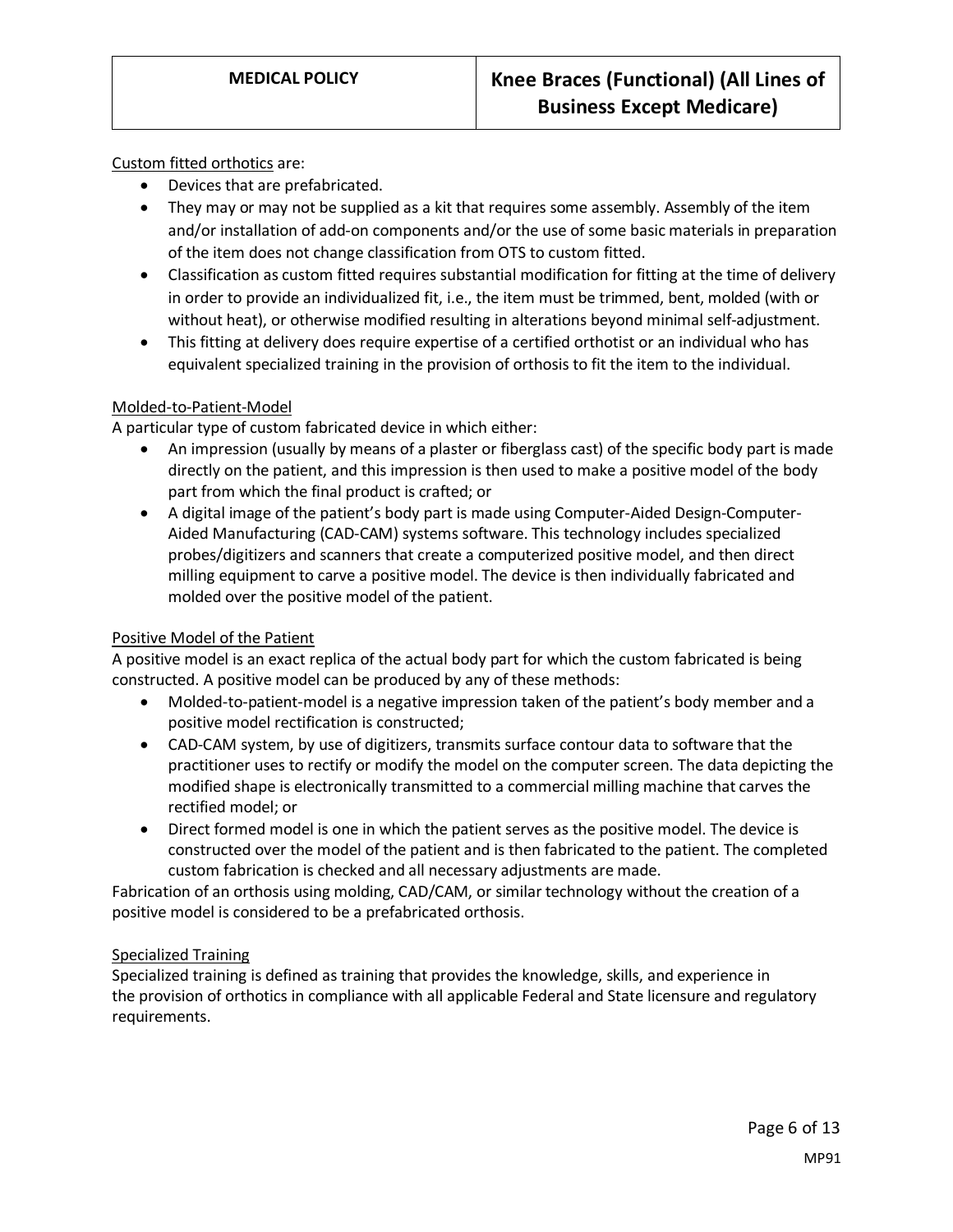Custom fitted orthotics are:

- Devices that are prefabricated.
- They may or may not be supplied as a kit that requires some assembly. Assembly of the item and/or installation of add-on components and/or the use of some basic materials in preparation of the item does not change classification from OTS to custom fitted.
- Classification as custom fitted requires substantial modification for fitting at the time of delivery in order to provide an individualized fit, i.e., the item must be trimmed, bent, molded (with or without heat), or otherwise modified resulting in alterations beyond minimal self-adjustment.
- This fitting at delivery does require expertise of a certified orthotist or an individual who has equivalent specialized training in the provision of orthosis to fit the item to the individual.

Molded-to-Patient-Model

A particular type of custom fabricated device in which either:

- An impression (usually by means of a plaster or fiberglass cast) of the specific body part is made directly on the patient, and this impression is then used to make a positive model of the body part from which the final product is crafted; or
- A digital image of the patient's body part is made using Computer-Aided Design-Computer-Aided Manufacturing (CAD-CAM) systems software. This technology includes specialized probes/digitizers and scanners that create a computerized positive model, and then direct milling equipment to carve a positive model. The device is then individually fabricated and molded over the positive model of the patient.

Positive Model of the Patient

A positive model is an exact replica of the actual body part for which the custom fabricated is being constructed. A positive model can be produced by any of these methods:

- Molded-to-patient-model is a negative impression taken of the patient's body member and a positive model rectification is constructed;
- CAD-CAM system, by use of digitizers, transmits surface contour data to software that the practitioner uses to rectify or modify the model on the computer screen. The data depicting the modified shape is electronically transmitted to a commercial milling machine that carves the rectified model; or
- Direct formed model is one in which the patient serves as the positive model. The device is constructed over the model of the patient and is then fabricated to the patient. The completed custom fabrication is checked and all necessary adjustments are made.

Fabrication of an orthosis using molding, CAD/CAM, or similar technology without the creation of a positive model is considered to be a prefabricated orthosis.

Specialized Training

Specialized training is defined as training that provides the knowledge, skills, and experience in the provision of orthotics in compliance with all applicable Federal and State licensure and regulatory requirements.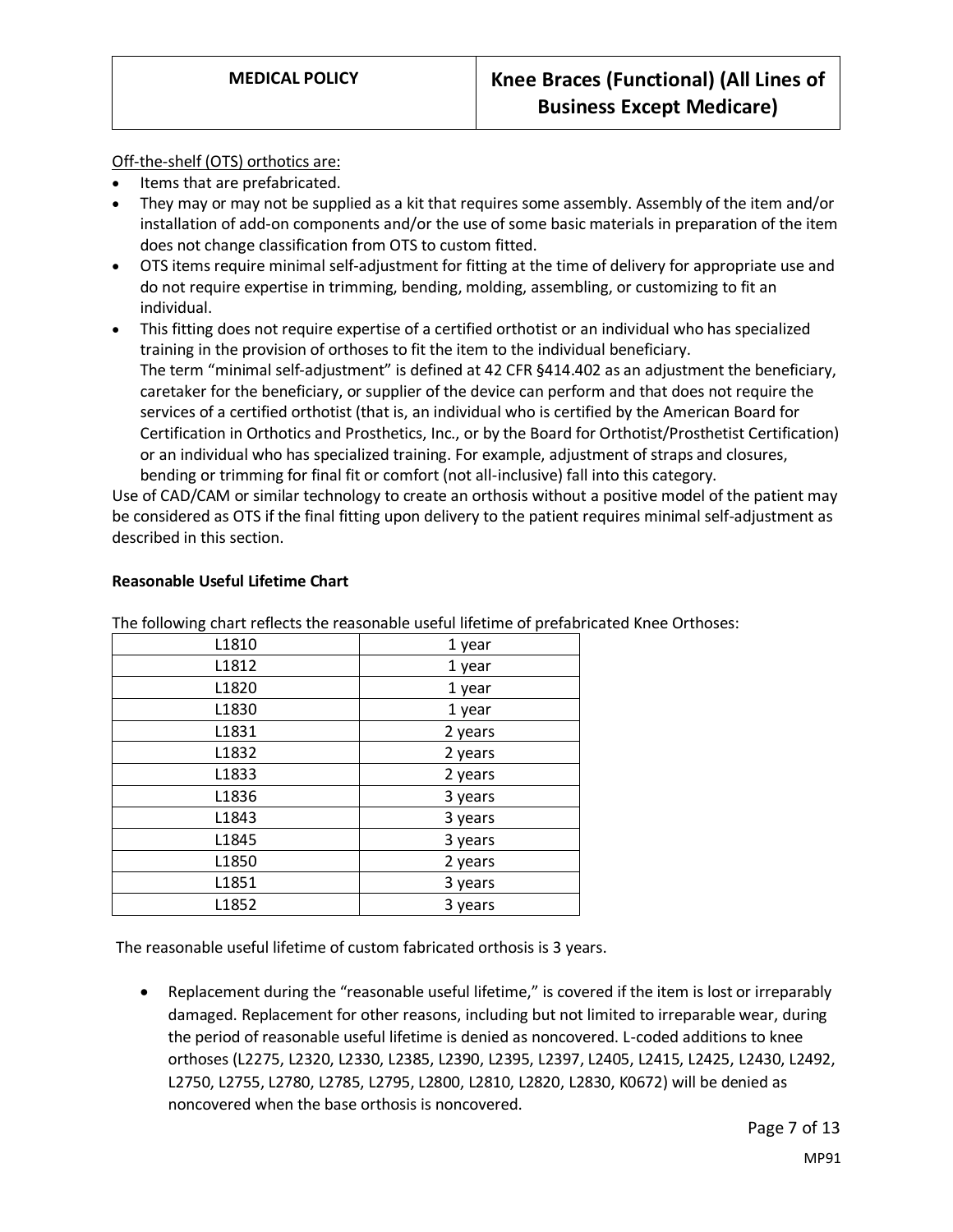Off-the-shelf (OTS) orthotics are:

- Items that are prefabricated.
- They may or may not be supplied as a kit that requires some assembly. Assembly of the item and/or installation of add-on components and/or the use of some basic materials in preparation of the item does not change classification from OTS to custom fitted.
- OTS items require minimal self-adjustment for fitting at the time of delivery for appropriate use and do not require expertise in trimming, bending, molding, assembling, or customizing to fit an individual.
- This fitting does not require expertise of a certified orthotist or an individual who has specialized training in the provision of orthoses to fit the item to the individual beneficiary.
  The term "minimal self-adjustment" is defined at 42 CFR §414.402 as an adjustment the beneficiary, caretaker for the beneficiary, or supplier of the device can perform and that does not require the services of a certified orthotist (that is, an individual who is certified by the American Board for Certification in Orthotics and Prosthetics, Inc., or by the Board for Orthotist/Prosthetist Certification) or an individual who has specialized training. For example, adjustment of straps and closures, bending or trimming for final fit or comfort (not all-inclusive) fall into this category.

Use of CAD/CAM or similar technology to create an orthosis without a positive model of the patient may be considered as OTS if the final fitting upon delivery to the patient requires minimal self-adjustment as described in this section.

**Reasonable Useful Lifetime Chart**

The following chart reflects the reasonable useful lifetime of prefabricated Knee Orthoses:

| | |
|---|---|
| L1810 | 1 year |
| L1812 | 1 year |
| L1820 | 1 year |
| L1830 | 1 year |
| L1831 | 2 years |
| L1832 | 2 years |
| L1833 | 2 years |
| L1836 | 3 years |
| L1843 | 3 years |
| L1845 | 3 years |
| L1850 | 2 years |
| L1851 | 3 years |
| L1852 | 3 years |

The reasonable useful lifetime of custom fabricated orthosis is 3 years.

- Replacement during the "reasonable useful lifetime," is covered if the item is lost or irreparably damaged. Replacement for other reasons, including but not limited to irreparable wear, during the period of reasonable useful lifetime is denied as noncovered. L-coded additions to knee orthoses (L2275, L2320, L2330, L2385, L2390, L2395, L2397, L2405, L2415, L2425, L2430, L2492, L2750, L2755, L2780, L2785, L2795, L2800, L2810, L2820, L2830, K0672) will be denied as noncovered when the base orthosis is noncovered.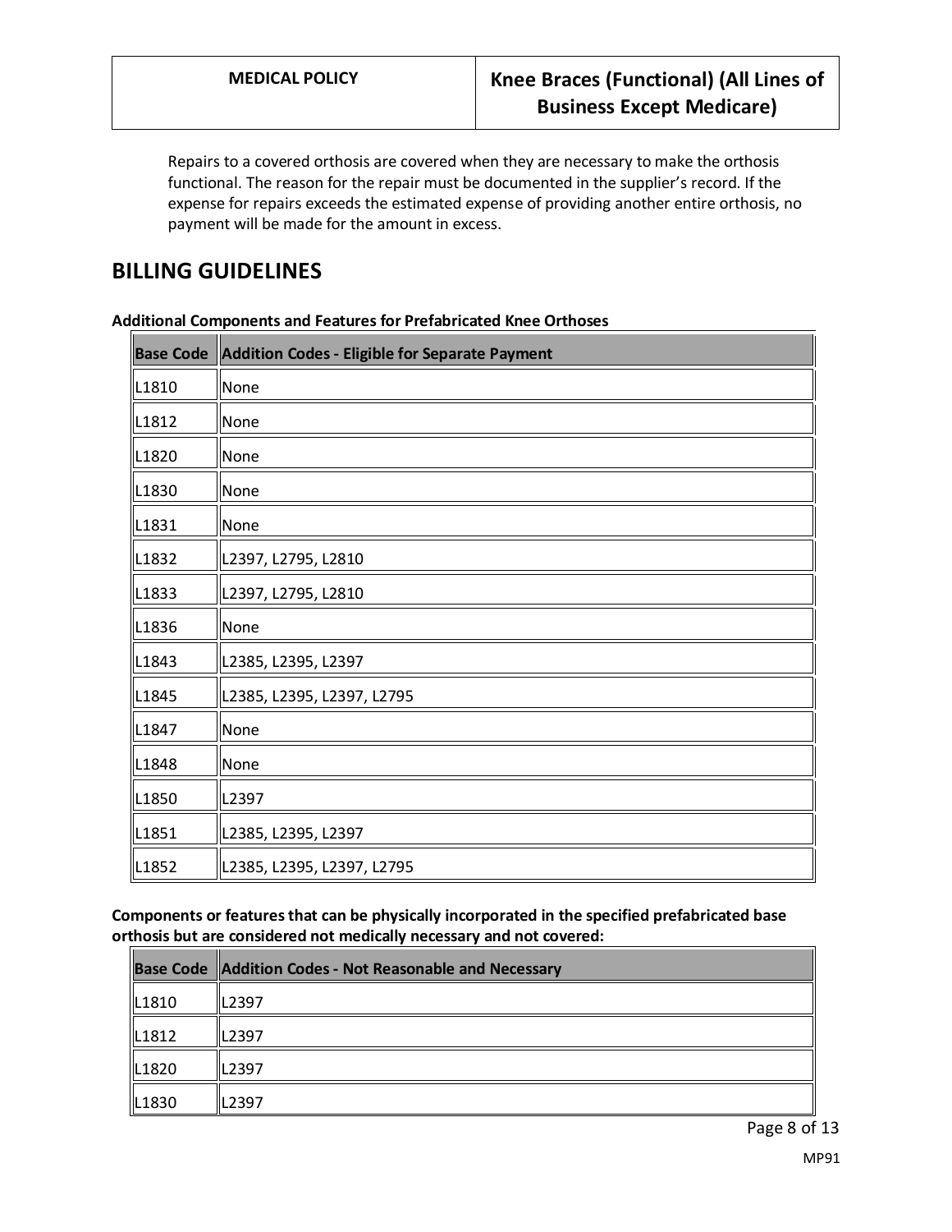Repairs to a covered orthosis are covered when they are necessary to make the orthosis functional. The reason for the repair must be documented in the supplier's record. If the expense for repairs exceeds the estimated expense of providing another entire orthosis, no payment will be made for the amount in excess.

## BILLING GUIDELINES

**Additional Components and Features for Prefabricated Knee Orthoses**

| Base Code | Addition Codes - Eligible for Separate Payment |
|---|---|
| L1810 | None |
| L1812 | None |
| L1820 | None |
| L1830 | None |
| L1831 | None |
| L1832 | L2397, L2795, L2810 |
| L1833 | L2397, L2795, L2810 |
| L1836 | None |
| L1843 | L2385, L2395, L2397 |
| L1845 | L2385, L2395, L2397, L2795 |
| L1847 | None |
| L1848 | None |
| L1850 | L2397 |
| L1851 | L2385, L2395, L2397 |
| L1852 | L2385, L2395, L2397, L2795 |

**Components or features that can be physically incorporated in the specified prefabricated base orthosis but are considered not medically necessary and not covered:**

| Base Code | Addition Codes - Not Reasonable and Necessary |
|---|---|
| L1810 | L2397 |
| L1812 | L2397 |
| L1820 | L2397 |
| L1830 | L2397 |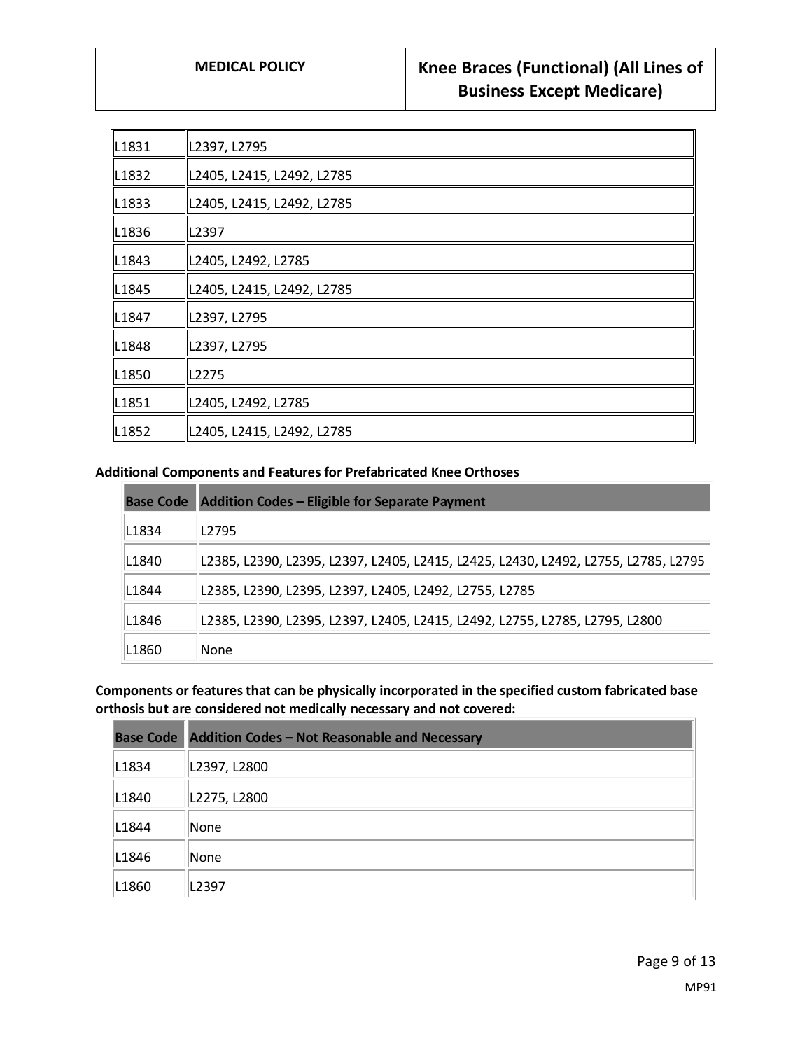| | |
|---|---|
| L1831 | L2397, L2795 |
| L1832 | L2405, L2415, L2492, L2785 |
| L1833 | L2405, L2415, L2492, L2785 |
| L1836 | L2397 |
| L1843 | L2405, L2492, L2785 |
| L1845 | L2405, L2415, L2492, L2785 |
| L1847 | L2397, L2795 |
| L1848 | L2397, L2795 |
| L1850 | L2275 |
| L1851 | L2405, L2492, L2785 |
| L1852 | L2405, L2415, L2492, L2785 |

**Additional Components and Features for Prefabricated Knee Orthoses**

| Base Code | Addition Codes – Eligible for Separate Payment |
|---|---|
| L1834 | L2795 |
| L1840 | L2385, L2390, L2395, L2397, L2405, L2415, L2425, L2430, L2492, L2755, L2785, L2795 |
| L1844 | L2385, L2390, L2395, L2397, L2405, L2492, L2755, L2785 |
| L1846 | L2385, L2390, L2395, L2397, L2405, L2415, L2492, L2755, L2785, L2795, L2800 |
| L1860 | None |

**Components or features that can be physically incorporated in the specified custom fabricated base orthosis but are considered not medically necessary and not covered:**

| Base Code | Addition Codes – Not Reasonable and Necessary |
|---|---|
| L1834 | L2397, L2800 |
| L1840 | L2275, L2800 |
| L1844 | None |
| L1846 | None |
| L1860 | L2397 |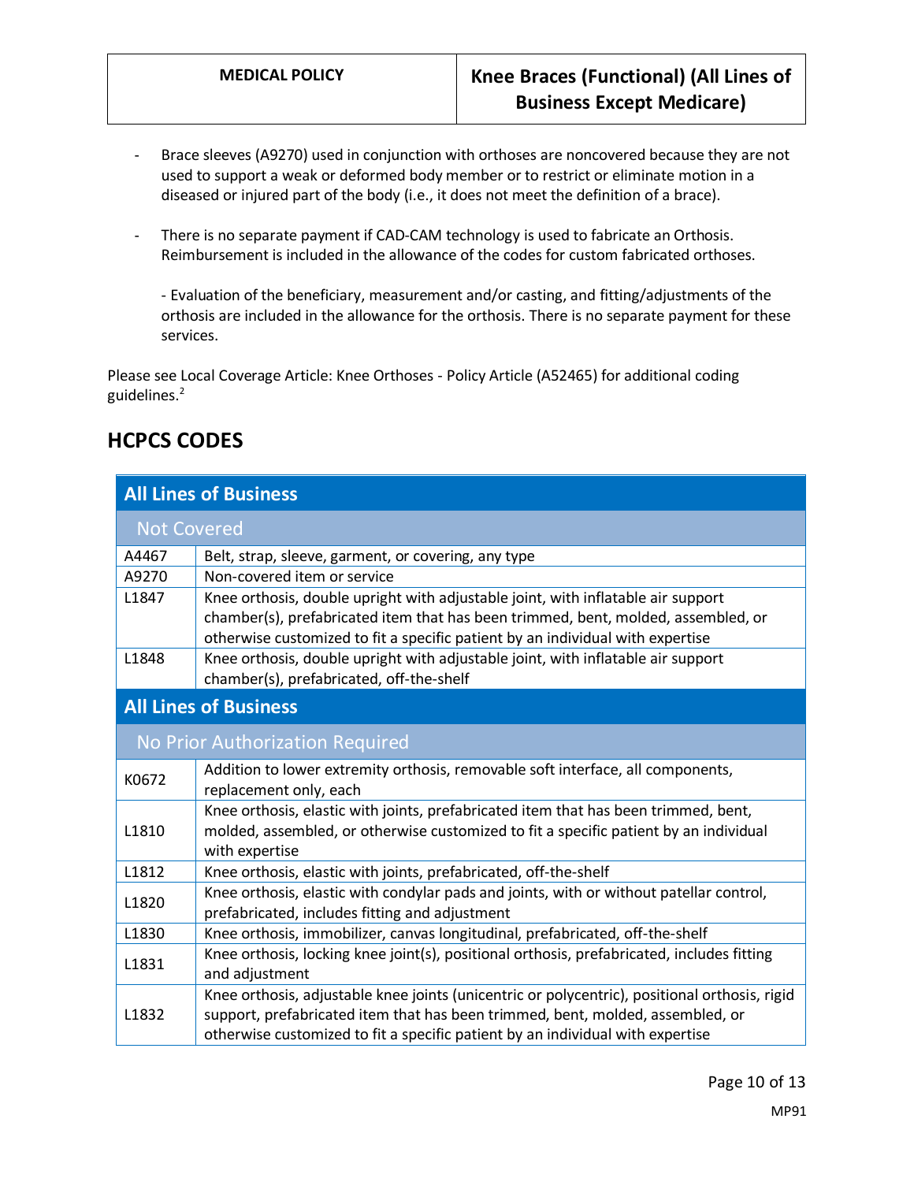- Brace sleeves (A9270) used in conjunction with orthoses are noncovered because they are not used to support a weak or deformed body member or to restrict or eliminate motion in a diseased or injured part of the body (i.e., it does not meet the definition of a brace).

- There is no separate payment if CAD-CAM technology is used to fabricate an Orthosis. Reimbursement is included in the allowance of the codes for custom fabricated orthoses.

  - Evaluation of the beneficiary, measurement and/or casting, and fitting/adjustments of the orthosis are included in the allowance for the orthosis. There is no separate payment for these services.

Please see Local Coverage Article: Knee Orthoses - Policy Article (A52465) for additional coding guidelines.[2]

## HCPCS CODES

| All Lines of Business | |
|---|---|
| **Not Covered** | |
| A4467 | Belt, strap, sleeve, garment, or covering, any type |
| A9270 | Non-covered item or service |
| L1847 | Knee orthosis, double upright with adjustable joint, with inflatable air support chamber(s), prefabricated item that has been trimmed, bent, molded, assembled, or otherwise customized to fit a specific patient by an individual with expertise |
| L1848 | Knee orthosis, double upright with adjustable joint, with inflatable air support chamber(s), prefabricated, off-the-shelf |
| **All Lines of Business** | |
| **No Prior Authorization Required** | |
| K0672 | Addition to lower extremity orthosis, removable soft interface, all components, replacement only, each |
| L1810 | Knee orthosis, elastic with joints, prefabricated item that has been trimmed, bent, molded, assembled, or otherwise customized to fit a specific patient by an individual with expertise |
| L1812 | Knee orthosis, elastic with joints, prefabricated, off-the-shelf |
| L1820 | Knee orthosis, elastic with condylar pads and joints, with or without patellar control, prefabricated, includes fitting and adjustment |
| L1830 | Knee orthosis, immobilizer, canvas longitudinal, prefabricated, off-the-shelf |
| L1831 | Knee orthosis, locking knee joint(s), positional orthosis, prefabricated, includes fitting and adjustment |
| L1832 | Knee orthosis, adjustable knee joints (unicentric or polycentric), positional orthosis, rigid support, prefabricated item that has been trimmed, bent, molded, assembled, or otherwise customized to fit a specific patient by an individual with expertise |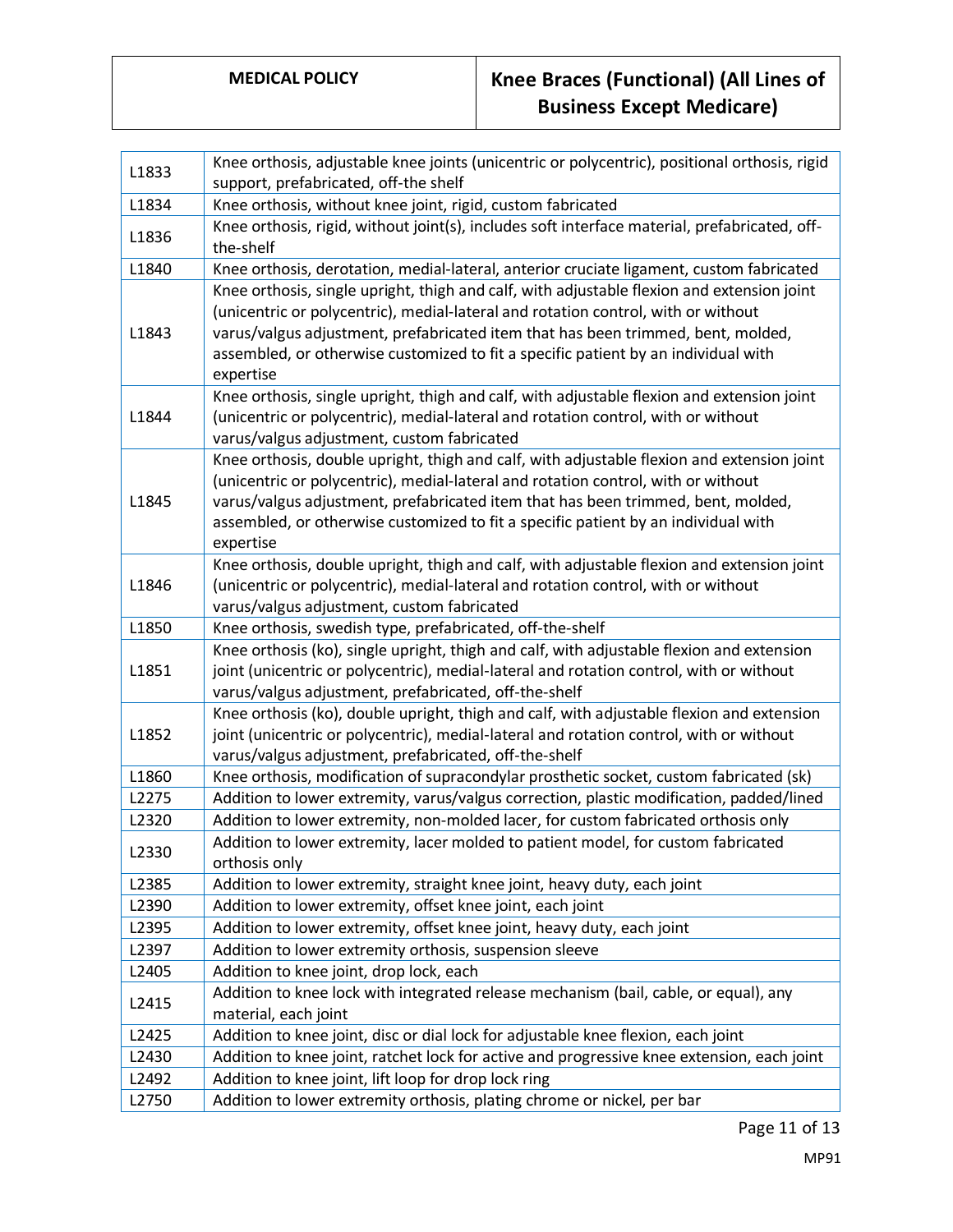| | |
|---|---|
| L1833 | Knee orthosis, adjustable knee joints (unicentric or polycentric), positional orthosis, rigid support, prefabricated, off-the shelf |
| L1834 | Knee orthosis, without knee joint, rigid, custom fabricated |
| L1836 | Knee orthosis, rigid, without joint(s), includes soft interface material, prefabricated, off-the-shelf |
| L1840 | Knee orthosis, derotation, medial-lateral, anterior cruciate ligament, custom fabricated |
| L1843 | Knee orthosis, single upright, thigh and calf, with adjustable flexion and extension joint (unicentric or polycentric), medial-lateral and rotation control, with or without varus/valgus adjustment, prefabricated item that has been trimmed, bent, molded, assembled, or otherwise customized to fit a specific patient by an individual with expertise |
| L1844 | Knee orthosis, single upright, thigh and calf, with adjustable flexion and extension joint (unicentric or polycentric), medial-lateral and rotation control, with or without varus/valgus adjustment, custom fabricated |
| L1845 | Knee orthosis, double upright, thigh and calf, with adjustable flexion and extension joint (unicentric or polycentric), medial-lateral and rotation control, with or without varus/valgus adjustment, prefabricated item that has been trimmed, bent, molded, assembled, or otherwise customized to fit a specific patient by an individual with expertise |
| L1846 | Knee orthosis, double upright, thigh and calf, with adjustable flexion and extension joint (unicentric or polycentric), medial-lateral and rotation control, with or without varus/valgus adjustment, custom fabricated |
| L1850 | Knee orthosis, swedish type, prefabricated, off-the-shelf |
| L1851 | Knee orthosis (ko), single upright, thigh and calf, with adjustable flexion and extension joint (unicentric or polycentric), medial-lateral and rotation control, with or without varus/valgus adjustment, prefabricated, off-the-shelf |
| L1852 | Knee orthosis (ko), double upright, thigh and calf, with adjustable flexion and extension joint (unicentric or polycentric), medial-lateral and rotation control, with or without varus/valgus adjustment, prefabricated, off-the-shelf |
| L1860 | Knee orthosis, modification of supracondylar prosthetic socket, custom fabricated (sk) |
| L2275 | Addition to lower extremity, varus/valgus correction, plastic modification, padded/lined |
| L2320 | Addition to lower extremity, non-molded lacer, for custom fabricated orthosis only |
| L2330 | Addition to lower extremity, lacer molded to patient model, for custom fabricated orthosis only |
| L2385 | Addition to lower extremity, straight knee joint, heavy duty, each joint |
| L2390 | Addition to lower extremity, offset knee joint, each joint |
| L2395 | Addition to lower extremity, offset knee joint, heavy duty, each joint |
| L2397 | Addition to lower extremity orthosis, suspension sleeve |
| L2405 | Addition to knee joint, drop lock, each |
| L2415 | Addition to knee lock with integrated release mechanism (bail, cable, or equal), any material, each joint |
| L2425 | Addition to knee joint, disc or dial lock for adjustable knee flexion, each joint |
| L2430 | Addition to knee joint, ratchet lock for active and progressive knee extension, each joint |
| L2492 | Addition to knee joint, lift loop for drop lock ring |
| L2750 | Addition to lower extremity orthosis, plating chrome or nickel, per bar |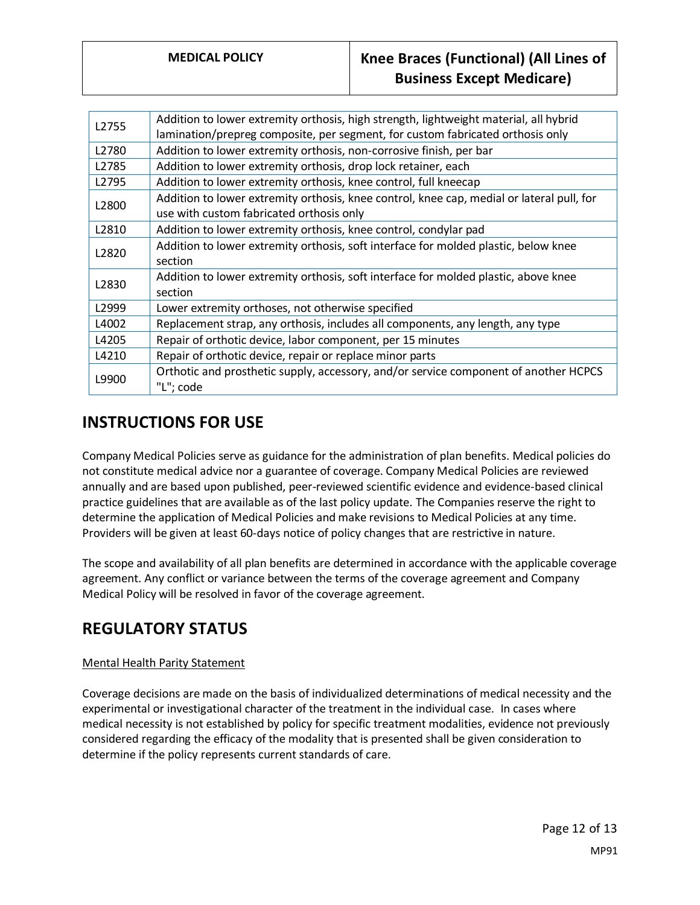| | |
|---|---|
| L2755 | Addition to lower extremity orthosis, high strength, lightweight material, all hybrid lamination/prepreg composite, per segment, for custom fabricated orthosis only |
| L2780 | Addition to lower extremity orthosis, non-corrosive finish, per bar |
| L2785 | Addition to lower extremity orthosis, drop lock retainer, each |
| L2795 | Addition to lower extremity orthosis, knee control, full kneecap |
| L2800 | Addition to lower extremity orthosis, knee control, knee cap, medial or lateral pull, for use with custom fabricated orthosis only |
| L2810 | Addition to lower extremity orthosis, knee control, condylar pad |
| L2820 | Addition to lower extremity orthosis, soft interface for molded plastic, below knee section |
| L2830 | Addition to lower extremity orthosis, soft interface for molded plastic, above knee section |
| L2999 | Lower extremity orthoses, not otherwise specified |
| L4002 | Replacement strap, any orthosis, includes all components, any length, any type |
| L4205 | Repair of orthotic device, labor component, per 15 minutes |
| L4210 | Repair of orthotic device, repair or replace minor parts |
| L9900 | Orthotic and prosthetic supply, accessory, and/or service component of another HCPCS "L"; code |

# INSTRUCTIONS FOR USE

Company Medical Policies serve as guidance for the administration of plan benefits. Medical policies do not constitute medical advice nor a guarantee of coverage. Company Medical Policies are reviewed annually and are based upon published, peer-reviewed scientific evidence and evidence-based clinical practice guidelines that are available as of the last policy update. The Companies reserve the right to determine the application of Medical Policies and make revisions to Medical Policies at any time. Providers will be given at least 60-days notice of policy changes that are restrictive in nature.

The scope and availability of all plan benefits are determined in accordance with the applicable coverage agreement. Any conflict or variance between the terms of the coverage agreement and Company Medical Policy will be resolved in favor of the coverage agreement.

# REGULATORY STATUS

Mental Health Parity Statement

Coverage decisions are made on the basis of individualized determinations of medical necessity and the experimental or investigational character of the treatment in the individual case. In cases where medical necessity is not established by policy for specific treatment modalities, evidence not previously considered regarding the efficacy of the modality that is presented shall be given consideration to determine if the policy represents current standards of care.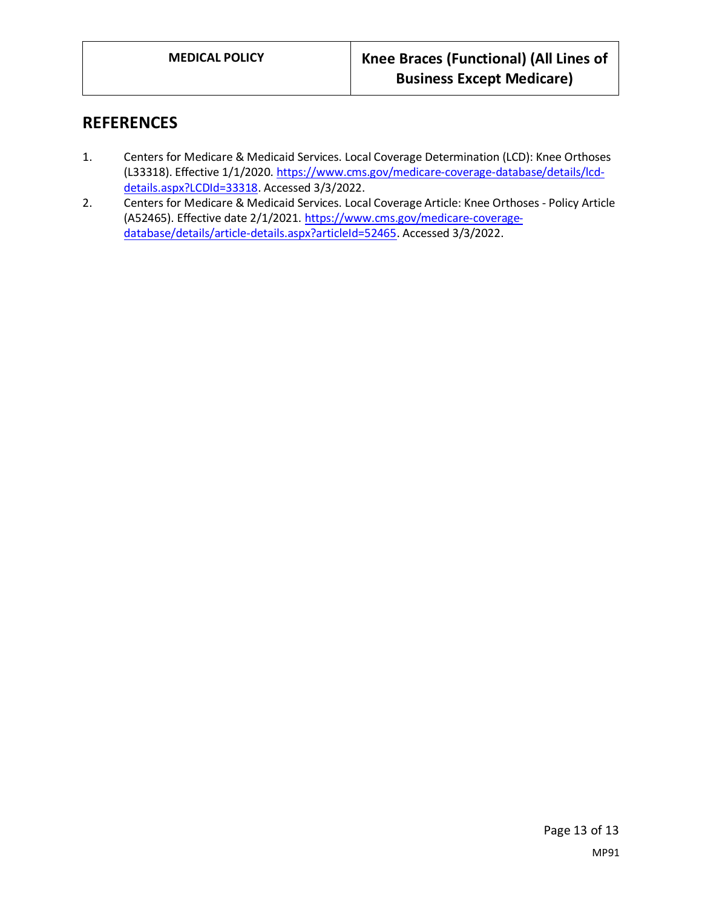## REFERENCES

1. Centers for Medicare & Medicaid Services. Local Coverage Determination (LCD): Knee Orthoses (L33318). Effective 1/1/2020. https://www.cms.gov/medicare-coverage-database/details/lcd-details.aspx?LCDId=33318. Accessed 3/3/2022.
2. Centers for Medicare & Medicaid Services. Local Coverage Article: Knee Orthoses - Policy Article (A52465). Effective date 2/1/2021. https://www.cms.gov/medicare-coverage-database/details/article-details.aspx?articleId=52465. Accessed 3/3/2022.